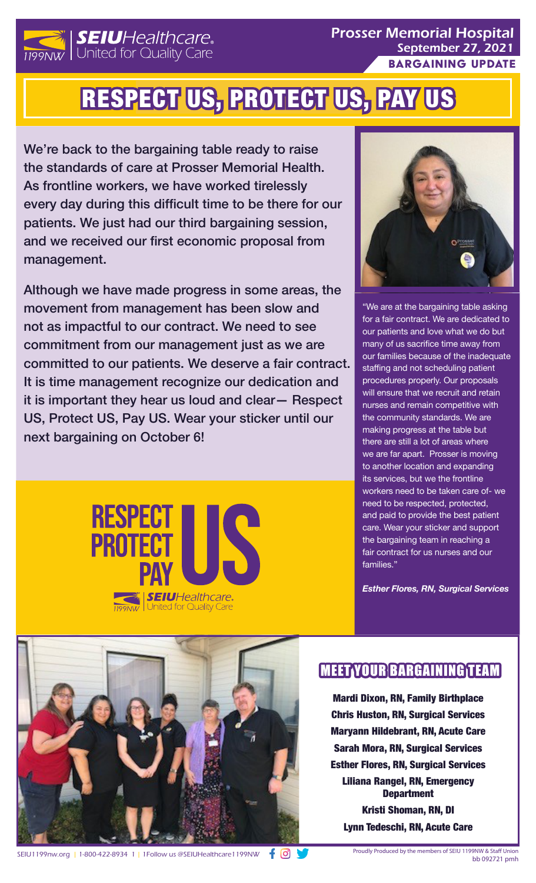SEIU Healthcare 1199NW United for Quality Care

Prosser Memorial Hospital
September 27, 2021
**BARGAINING UPDATE**

# RESPECT US, PROTECT US, PAY US

We're back to the bargaining table ready to raise the standards of care at Prosser Memorial Health. As frontline workers, we have worked tirelessly every day during this difficult time to be there for our patients. We just had our third bargaining session, and we received our first economic proposal from management.

Although we have made progress in some areas, the movement from management has been slow and not as impactful to our contract. We need to see commitment from our management just as we are committed to our patients. We deserve a fair contract. It is time management recognize our dedication and it is important they hear us loud and clear— Respect US, Protect US, Pay US. Wear your sticker until our next bargaining on October 6!

RESPECT PROTECT PAY US
SEIU Healthcare 1199NW United for Quality Care

"We are at the bargaining table asking for a fair contract. We are dedicated to our patients and love what we do but many of us sacrifice time away from our families because of the inadequate staffing and not scheduling patient procedures properly. Our proposals will ensure that we recruit and retain nurses and remain competitive with the community standards. We are making progress at the table but there are still a lot of areas where we are far apart. Prosser is moving to another location and expanding its services, but we the frontline workers need to be taken care of- we need to be respected, protected, and paid to provide the best patient care. Wear your sticker and support the bargaining team in reaching a fair contract for us nurses and our families."

***Esther Flores, RN, Surgical Services***

## MEET YOUR BARGAINING TEAM

**Mardi Dixon, RN, Family Birthplace**
**Chris Huston, RN, Surgical Services**
**Maryann Hildebrant, RN, Acute Care**
**Sarah Mora, RN, Surgical Services**
**Esther Flores, RN, Surgical Services**
**Liliana Rangel, RN, Emergency Department**
**Kristi Shoman, RN, DI**
**Lynn Tedeschi, RN, Acute Care**

SEIU1199nw.org | 1-800-422-8934 | Follow us @SEIUHealthcare1199NW

Proudly Produced by the members of SEIU 1199NW & Staff Union
bb 092721 pmh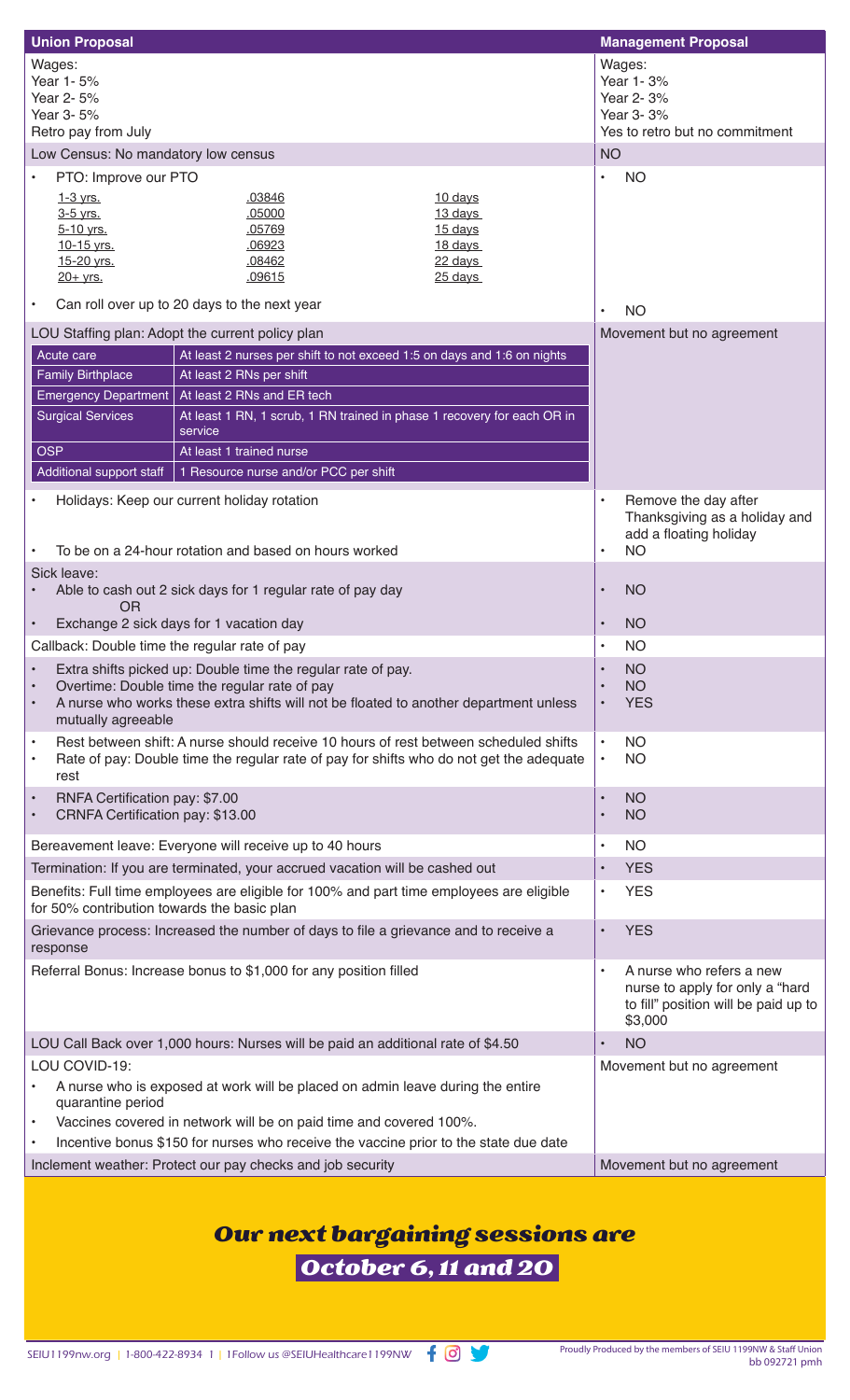| Union Proposal | Management Proposal |
|---|---|
| Wages:<br>Year 1- 5%<br>Year 2- 5%<br>Year 3- 5%<br>Retro pay from July | Wages:<br>Year 1- 3%<br>Year 2- 3%<br>Year 3- 3%<br>Yes to retro but no commitment |
| Low Census: No mandatory low census | NO |
| • PTO: Improve our PTO<br>1-3 yrs. .03846 10 days<br>3-5 yrs. .05000 13 days<br>5-10 yrs. .05769 15 days<br>10-15 yrs. .06923 18 days<br>15-20 yrs. .08462 22 days<br>20+ yrs. .09615 25 days<br>• Can roll over up to 20 days to the next year | • NO<br><br><br><br><br><br><br>• NO |
| LOU Staffing plan: Adopt the current policy plan<br>Acute care: At least 2 nurses per shift to not exceed 1:5 on days and 1:6 on nights<br>Family Birthplace: At least 2 RNs per shift<br>Emergency Department: At least 2 RNs and ER tech<br>Surgical Services: At least 1 RN, 1 scrub, 1 RN trained in phase 1 recovery for each OR in service<br>OSP: At least 1 trained nurse<br>Additional support staff: 1 Resource nurse and/or PCC per shift | Movement but no agreement |
| • Holidays: Keep our current holiday rotation<br>• To be on a 24-hour rotation and based on hours worked | • Remove the day after Thanksgiving as a holiday and add a floating holiday<br>• NO |
| Sick leave:<br>• Able to cash out 2 sick days for 1 regular rate of pay day<br>OR<br>• Exchange 2 sick days for 1 vacation day | <br>• NO<br><br>• NO |
| Callback: Double time the regular rate of pay | • NO |
| • Extra shifts picked up: Double time the regular rate of pay.<br>• Overtime: Double time the regular rate of pay<br>• A nurse who works these extra shifts will not be floated to another department unless mutually agreeable | • NO<br>• NO<br>• YES |
| • Rest between shift: A nurse should receive 10 hours of rest between scheduled shifts<br>• Rate of pay: Double time the regular rate of pay for shifts who do not get the adequate rest | • NO<br>• NO |
| • RNFA Certification pay: $7.00<br>• CRNFA Certification pay: $13.00 | • NO<br>• NO |
| Bereavement leave: Everyone will receive up to 40 hours | • NO |
| Termination: If you are terminated, your accrued vacation will be cashed out | • YES |
| Benefits: Full time employees are eligible for 100% and part time employees are eligible for 50% contribution towards the basic plan | • YES |
| Grievance process: Increased the number of days to file a grievance and to receive a response | • YES |
| Referral Bonus: Increase bonus to $1,000 for any position filled | • A nurse who refers a new nurse to apply for only a "hard to fill" position will be paid up to $3,000 |
| LOU Call Back over 1,000 hours: Nurses will be paid an additional rate of $4.50 | • NO |
| LOU COVID-19:<br>• A nurse who is exposed at work will be placed on admin leave during the entire quarantine period<br>• Vaccines covered in network will be on paid time and covered 100%.<br>• Incentive bonus $150 for nurses who receive the vaccine prior to the state due date | Movement but no agreement |
| Inclement weather: Protect our pay checks and job security | Movement but no agreement |

## *Our next bargaining sessions are October 6, 11 and 20*

SEIU1199nw.org | 1-800-422-8934 | Follow us @SEIUHealthcare1199NW

Proudly Produced by the members of SEIU 1199NW & Staff Union
bb 092721 pmh